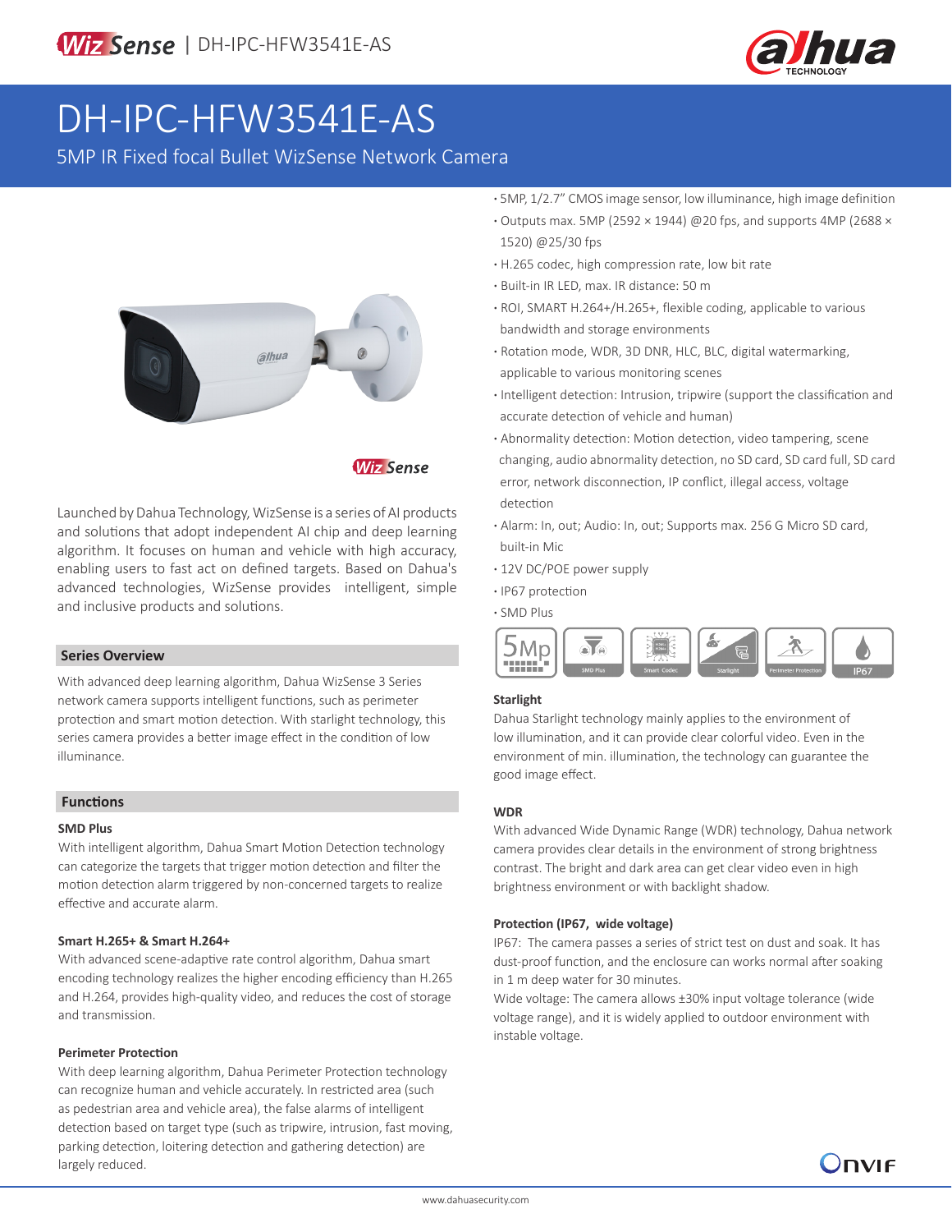# DH-IPC-HFW3541E-AS

5MP IR Fixed focal Bullet WizSense Network Camera

- 5MP, 1/2.7" CMOS image sensor, low illuminance, high image definition
- Outputs max. 5MP (2592 × 1944) @20 fps, and supports 4MP (2688 × 1520) @25/30 fps
- H.265 codec, high compression rate, low bit rate
- Built-in IR LED, max. IR distance: 50 m
- ROI, SMART H.264+/H.265+, flexible coding, applicable to various bandwidth and storage environments
- Rotation mode, WDR, 3D DNR, HLC, BLC, digital watermarking, applicable to various monitoring scenes
- Intelligent detection: Intrusion, tripwire (support the classification and accurate detection of vehicle and human)
- Abnormality detection: Motion detection, video tampering, scene changing, audio abnormality detection, no SD card, SD card full, SD card error, network disconnection, IP conflict, illegal access, voltage detection
- Alarm: In, out; Audio: In, out; Supports max. 256 G Micro SD card, built-in Mic
- 12V DC/POE power supply
- IP67 protection
- SMD Plus

Launched by Dahua Technology, WizSense is a series of AI products and solutions that adopt independent AI chip and deep learning algorithm. It focuses on human and vehicle with high accuracy, enabling users to fast act on defined targets. Based on Dahua's advanced technologies, WizSense provides intelligent, simple and inclusive products and solutions.

## Series Overview

With advanced deep learning algorithm, Dahua WizSense 3 Series network camera supports intelligent functions, such as perimeter protection and smart motion detection. With starlight technology, this series camera provides a better image effect in the condition of low illuminance.

## Functions

### SMD Plus

With intelligent algorithm, Dahua Smart Motion Detection technology can categorize the targets that trigger motion detection and filter the motion detection alarm triggered by non-concerned targets to realize effective and accurate alarm.

### Smart H.265+ & Smart H.264+

With advanced scene-adaptive rate control algorithm, Dahua smart encoding technology realizes the higher encoding efficiency than H.265 and H.264, provides high-quality video, and reduces the cost of storage and transmission.

### Perimeter Protection

With deep learning algorithm, Dahua Perimeter Protection technology can recognize human and vehicle accurately. In restricted area (such as pedestrian area and vehicle area), the false alarms of intelligent detection based on target type (such as tripwire, intrusion, fast moving, parking detection, loitering detection and gathering detection) are largely reduced.

### Starlight

Dahua Starlight technology mainly applies to the environment of low illumination, and it can provide clear colorful video. Even in the environment of min. illumination, the technology can guarantee the good image effect.

### WDR

With advanced Wide Dynamic Range (WDR) technology, Dahua network camera provides clear details in the environment of strong brightness contrast. The bright and dark area can get clear video even in high brightness environment or with backlight shadow.

### Protection (IP67, wide voltage)

IP67: The camera passes a series of strict test on dust and soak. It has dust-proof function, and the enclosure can works normal after soaking in 1 m deep water for 30 minutes.

Wide voltage: The camera allows ±30% input voltage tolerance (wide voltage range), and it is widely applied to outdoor environment with instable voltage.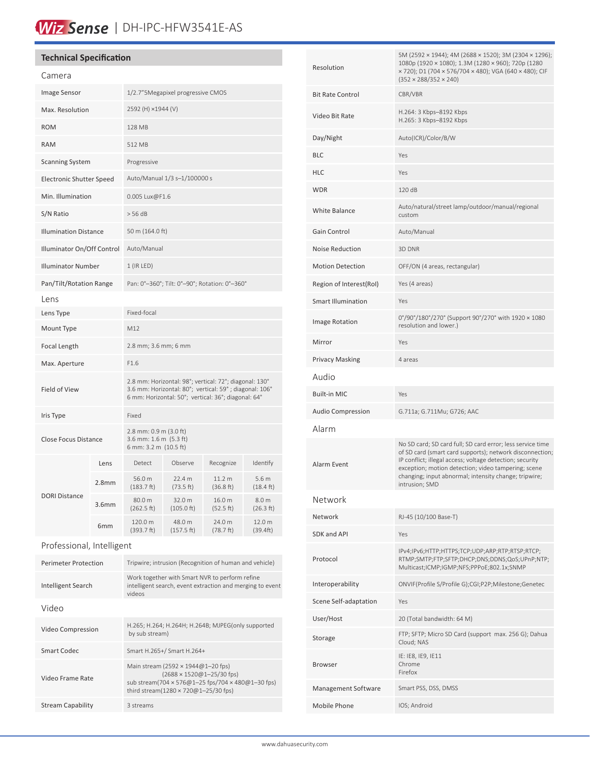# WizSense | DH-IPC-HFW3541E-AS

## Technical Specification

### Camera

| | |
|---|---|
| Image Sensor | 1/2.7"5Megapixel progressive CMOS |
| Max. Resolution | 2592 (H) ×1944 (V) |
| ROM | 128 MB |
| RAM | 512 MB |
| Scanning System | Progressive |
| Electronic Shutter Speed | Auto/Manual 1/3 s–1/100000 s |
| Min. Illumination | 0.005 Lux@F1.6 |
| S/N Ratio | > 56 dB |
| Illumination Distance | 50 m (164.0 ft) |
| Illuminator On/Off Control | Auto/Manual |
| Illuminator Number | 1 (IR LED) |
| Pan/Tilt/Rotation Range | Pan: 0°–360°; Tilt: 0°–90°; Rotation: 0°–360° |

### Lens

| | |
|---|---|
| Lens Type | Fixed-focal |
| Mount Type | M12 |
| Focal Length | 2.8 mm; 3.6 mm; 6 mm |
| Max. Aperture | F1.6 |
| Field of View | 2.8 mm: Horizontal: 98°; vertical: 72°; diagonal: 130°<br>3.6 mm: Horizontal: 80°; vertical: 59° ; diagonal: 106°<br>6 mm: Horizontal: 50°; vertical: 36°; diagonal: 64° |
| Iris Type | Fixed |
| Close Focus Distance | 2.8 mm: 0.9 m (3.0 ft)<br>3.6 mm: 1.6 m (5.3 ft)<br>6 mm: 3.2 m (10.5 ft) |

| DORI Distance | Lens | Detect | Observe | Recognize | Identify |
|---|---|---|---|---|---|
| | 2.8mm | 56.0 m (183.7 ft) | 22.4 m (73.5 ft) | 11.2 m (36.8 ft) | 5.6 m (18.4 ft) |
| | 3.6mm | 80.0 m (262.5 ft) | 32.0 m (105.0 ft) | 16.0 m (52.5 ft) | 8.0 m (26.3 ft) |
| | 6mm | 120.0 m (393.7 ft) | 48.0 m (157.5 ft) | 24.0 m (78.7 ft) | 12.0 m (39.4ft) |

### Professional, Intelligent

| | |
|---|---|
| Perimeter Protection | Tripwire; intrusion (Recognition of human and vehicle) |
| Intelligent Search | Work together with Smart NVR to perform refine intelligent search, event extraction and merging to event videos |

### Video

| | |
|---|---|
| Video Compression | H.265; H.264; H.264H; H.264B; MJPEG(only supported by sub stream) |
| Smart Codec | Smart H.265+/ Smart H.264+ |
| Video Frame Rate | Main stream (2592 × 1944@1–20 fps)<br>(2688 × 1520@1–25/30 fps)<br>sub stream(704 × 576@1–25 fps/704 × 480@1–30 fps)<br>third stream(1280 × 720@1–25/30 fps) |
| Stream Capability | 3 streams |
| Resolution | 5M (2592 × 1944); 4M (2688 × 1520); 3M (2304 × 1296); 1080p (1920 × 1080); 1.3M (1280 × 960); 720p (1280 × 720); D1 (704 × 576/704 × 480); VGA (640 × 480); CIF (352 × 288/352 × 240) |
| Bit Rate Control | CBR/VBR |
| Video Bit Rate | H.264: 3 Kbps–8192 Kbps<br>H.265: 3 Kbps–8192 Kbps |
| Day/Night | Auto(ICR)/Color/B/W |
| BLC | Yes |
| HLC | Yes |
| WDR | 120 dB |
| White Balance | Auto/natural/street lamp/outdoor/manual/regional custom |
| Gain Control | Auto/Manual |
| Noise Reduction | 3D DNR |
| Motion Detection | OFF/ON (4 areas, rectangular) |
| Region of Interest(RoI) | Yes (4 areas) |
| Smart Illumination | Yes |
| Image Rotation | 0°/90°/180°/270° (Support 90°/270° with 1920 × 1080 resolution and lower.) |
| Mirror | Yes |
| Privacy Masking | 4 areas |

### Audio

| | |
|---|---|
| Built-in MIC | Yes |
| Audio Compression | G.711a; G.711Mu; G726; AAC |

### Alarm

| | |
|---|---|
| Alarm Event | No SD card; SD card full; SD card error; less service time of SD card (smart card supports); network disconnection; IP conflict; illegal access; voltage detection; security exception; motion detection; video tampering; scene changing; input abnormal; intensity change; tripwire; intrusion; SMD |

### Network

| | |
|---|---|
| Network | RJ-45 (10/100 Base-T) |
| SDK and API | Yes |
| Protocol | IPv4;IPv6;HTTP;HTTPS;TCP;UDP;ARP;RTP;RTSP;RTCP; RTMP;SMTP;FTP;SFTP;DHCP;DNS;DDNS;QoS;UPnP;NTP; Multicast;ICMP;IGMP;NFS;PPPoE;802.1x;SNMP |
| Interoperability | ONVIF(Profile S/Profile G);CGI;P2P;Milestone;Genetec |
| Scene Self-adaptation | Yes |
| User/Host | 20 (Total bandwidth: 64 M) |
| Storage | FTP; SFTP; Micro SD Card (support max. 256 G); Dahua Cloud; NAS |
| Browser | IE: IE8, IE9, IE11<br>Chrome<br>Firefox |
| Management Software | Smart PSS, DSS, DMSS |
| Mobile Phone | IOS; Android |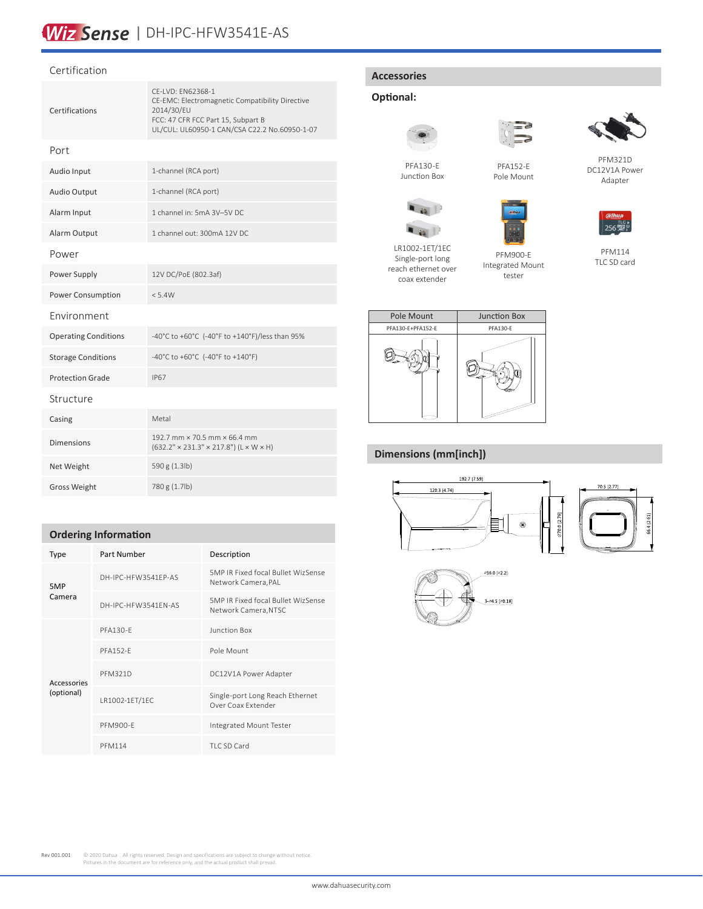# WizSense | DH-IPC-HFW3541E-AS

## Certification

| | |
|---|---|
| Certifications | CE-LVD: EN62368-1<br>CE-EMC: Electromagnetic Compatibility Directive 2014/30/EU<br>FCC: 47 CFR FCC Part 15, Subpart B<br>UL/CUL: UL60950-1 CAN/CSA C22.2 No.60950-1-07 |

## Port

| | |
|---|---|
| Audio Input | 1-channel (RCA port) |
| Audio Output | 1-channel (RCA port) |
| Alarm Input | 1 channel in: 5mA 3V–5V DC |
| Alarm Output | 1 channel out: 300mA 12V DC |

## Power

| | |
|---|---|
| Power Supply | 12V DC/PoE (802.3af) |
| Power Consumption | < 5.4W |

## Environment

| | |
|---|---|
| Operating Conditions | -40°C to +60°C (-40°F to +140°F)/less than 95% |
| Storage Conditions | -40°C to +60°C (-40°F to +140°F) |
| Protection Grade | IP67 |

## Structure

| | |
|---|---|
| Casing | Metal |
| Dimensions | 192.7 mm × 70.5 mm × 66.4 mm<br>(632.2" × 231.3" × 217.8") (L × W × H) |
| Net Weight | 590 g (1.3lb) |
| Gross Weight | 780 g (1.7lb) |

## Ordering Information

| Type | Part Number | Description |
|---|---|---|
| 5MP Camera | DH-IPC-HFW3541EP-AS | 5MP IR Fixed focal Bullet WizSense Network Camera,PAL |
| | DH-IPC-HFW3541EN-AS | 5MP IR Fixed focal Bullet WizSense Network Camera,NTSC |
| Accessories (optional) | PFA130-E | Junction Box |
| | PFA152-E | Pole Mount |
| | PFM321D | DC12V1A Power Adapter |
| | LR1002-1ET/1EC | Single-port Long Reach Ethernet Over Coax Extender |
| | PFM900-E | Integrated Mount Tester |
| | PFM114 | TLC SD Card |

## Accessories

**Optional:**

PFA130-E
Junction Box

PFA152-E
Pole Mount

PFM321D
DC12V1A Power Adapter

LR1002-1ET/1EC
Single-port long reach ethernet over coax extender

PFM900-E
Integrated Mount tester

PFM114
TLC SD card

| Pole Mount | Junction Box |
|---|---|
| PFA130-E+PFA152-E | PFA130-E |

## Dimensions (mm[inch])

192.7 [7.59]
120.3 [4.74]
Ø70.0 [2.76]
70.5 [2.77]
66.4 [2.61]
Ø56.0 [Ø2.2]
3-Ø4.5 [Ø0.18]

Rev 001.001 © 2020 Dahua . All rights reserved. Design and specifications are subject to change without notice.
Pictures in the document are for reference only, and the actual product shall prevail.

www.dahuasecurity.com